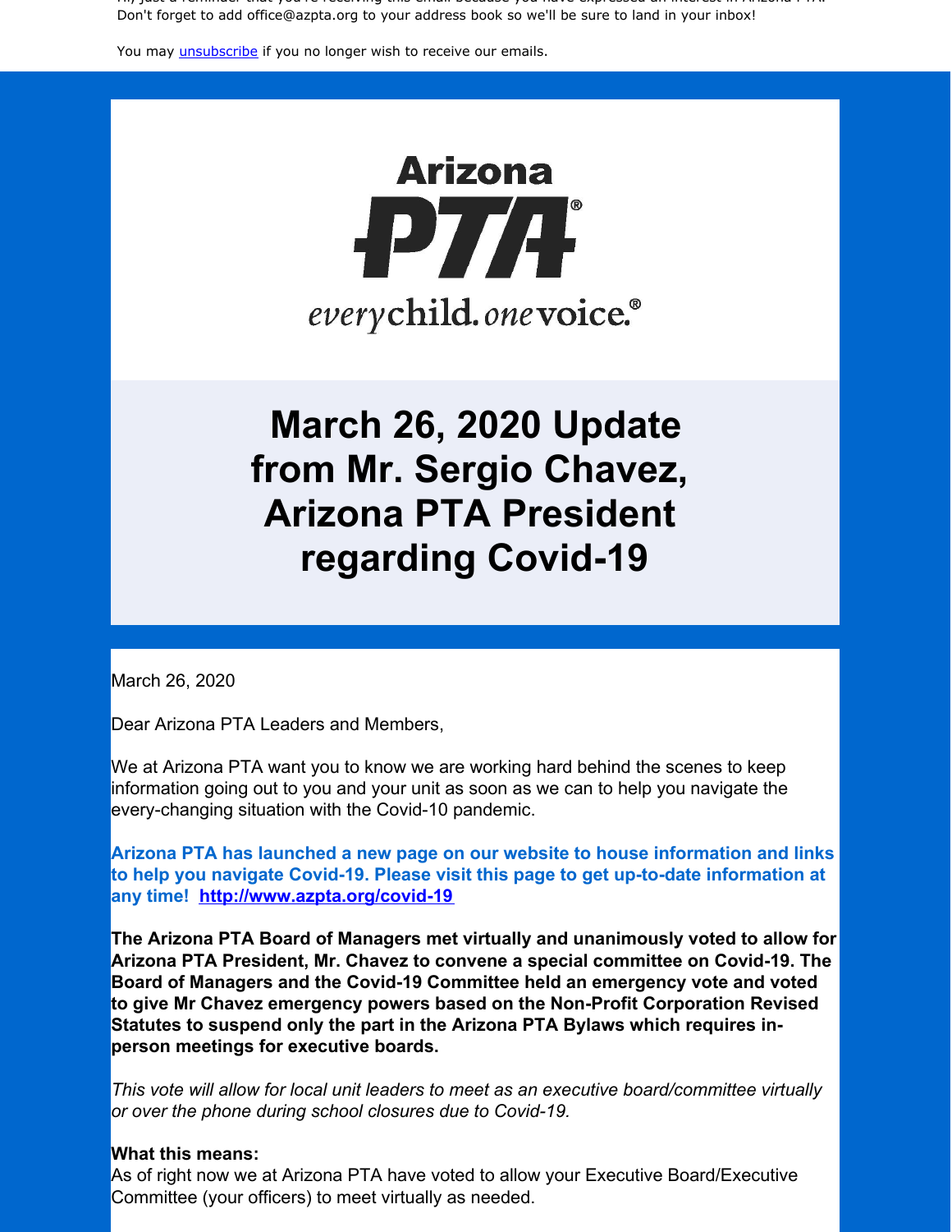Don't forget to add office@azpta.org to your address book so we'll be sure to land in your inbox!

You may [unsubscribe](#) if you no longer wish to receive our emails.

Arizona PTA®

everychild.onevoice.®

# March 26, 2020 Update from Mr. Sergio Chavez, Arizona PTA President regarding Covid-19

March 26, 2020

Dear Arizona PTA Leaders and Members,

We at Arizona PTA want you to know we are working hard behind the scenes to keep information going out to you and your unit as soon as we can to help you navigate the every-changing situation with the Covid-10 pandemic.

**Arizona PTA has launched a new page on our website to house information and links to help you navigate Covid-19. Please visit this page to get up-to-date information at any time! [http://www.azpta.org/covid-19](http://www.azpta.org/covid-19)**

**The Arizona PTA Board of Managers met virtually and unanimously voted to allow for Arizona PTA President, Mr. Chavez to convene a special committee on Covid-19. The Board of Managers and the Covid-19 Committee held an emergency vote and voted to give Mr Chavez emergency powers based on the Non-Profit Corporation Revised Statutes to suspend only the part in the Arizona PTA Bylaws which requires in-person meetings for executive boards.**

*This vote will allow for local unit leaders to meet as an executive board/committee virtually or over the phone during school closures due to Covid-19.*

**What this means:**
As of right now we at Arizona PTA have voted to allow your Executive Board/Executive Committee (your officers) to meet virtually as needed.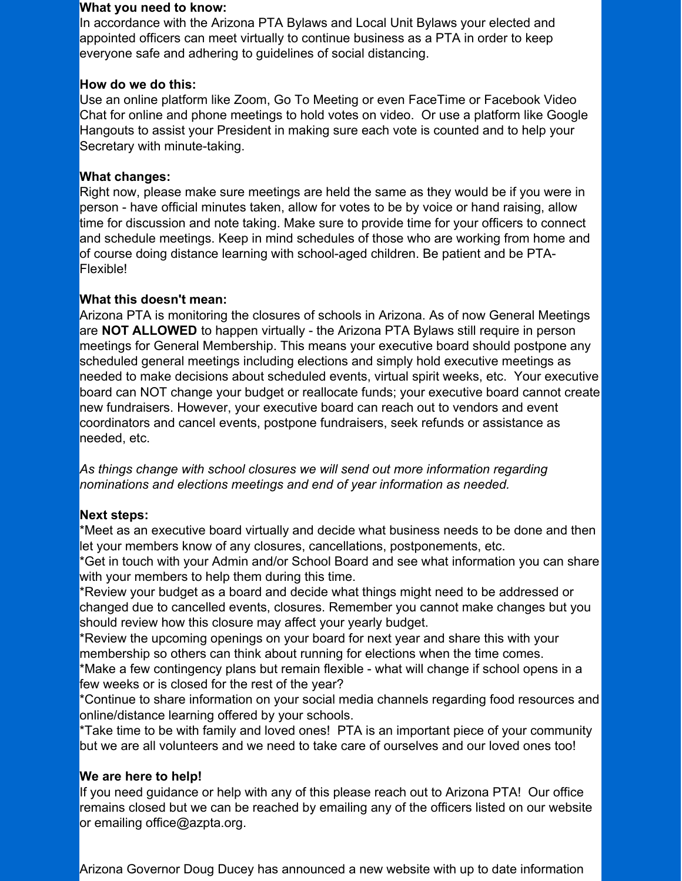**What you need to know:**
In accordance with the Arizona PTA Bylaws and Local Unit Bylaws your elected and appointed officers can meet virtually to continue business as a PTA in order to keep everyone safe and adhering to guidelines of social distancing.

**How do we do this:**
Use an online platform like Zoom, Go To Meeting or even FaceTime or Facebook Video Chat for online and phone meetings to hold votes on video. Or use a platform like Google Hangouts to assist your President in making sure each vote is counted and to help your Secretary with minute-taking.

**What changes:**
Right now, please make sure meetings are held the same as they would be if you were in person - have official minutes taken, allow for votes to be by voice or hand raising, allow time for discussion and note taking. Make sure to provide time for your officers to connect and schedule meetings. Keep in mind schedules of those who are working from home and of course doing distance learning with school-aged children. Be patient and be PTA-Flexible!

**What this doesn't mean:**
Arizona PTA is monitoring the closures of schools in Arizona. As of now General Meetings are **NOT ALLOWED** to happen virtually - the Arizona PTA Bylaws still require in person meetings for General Membership. This means your executive board should postpone any scheduled general meetings including elections and simply hold executive meetings as needed to make decisions about scheduled events, virtual spirit weeks, etc. Your executive board can NOT change your budget or reallocate funds; your executive board cannot create new fundraisers. However, your executive board can reach out to vendors and event coordinators and cancel events, postpone fundraisers, seek refunds or assistance as needed, etc.

*As things change with school closures we will send out more information regarding nominations and elections meetings and end of year information as needed.*

**Next steps:**
*Meet as an executive board virtually and decide what business needs to be done and then let your members know of any closures, cancellations, postponements, etc.
*Get in touch with your Admin and/or School Board and see what information you can share with your members to help them during this time.
*Review your budget as a board and decide what things might need to be addressed or changed due to cancelled events, closures. Remember you cannot make changes but you should review how this closure may affect your yearly budget.
*Review the upcoming openings on your board for next year and share this with your membership so others can think about running for elections when the time comes.
*Make a few contingency plans but remain flexible - what will change if school opens in a few weeks or is closed for the rest of the year?
*Continue to share information on your social media channels regarding food resources and online/distance learning offered by your schools.
*Take time to be with family and loved ones! PTA is an important piece of your community but we are all volunteers and we need to take care of ourselves and our loved ones too!

**We are here to help!**
If you need guidance or help with any of this please reach out to Arizona PTA! Our office remains closed but we can be reached by emailing any of the officers listed on our website or emailing office@azpta.org.

Arizona Governor Doug Ducey has announced a new website with up to date information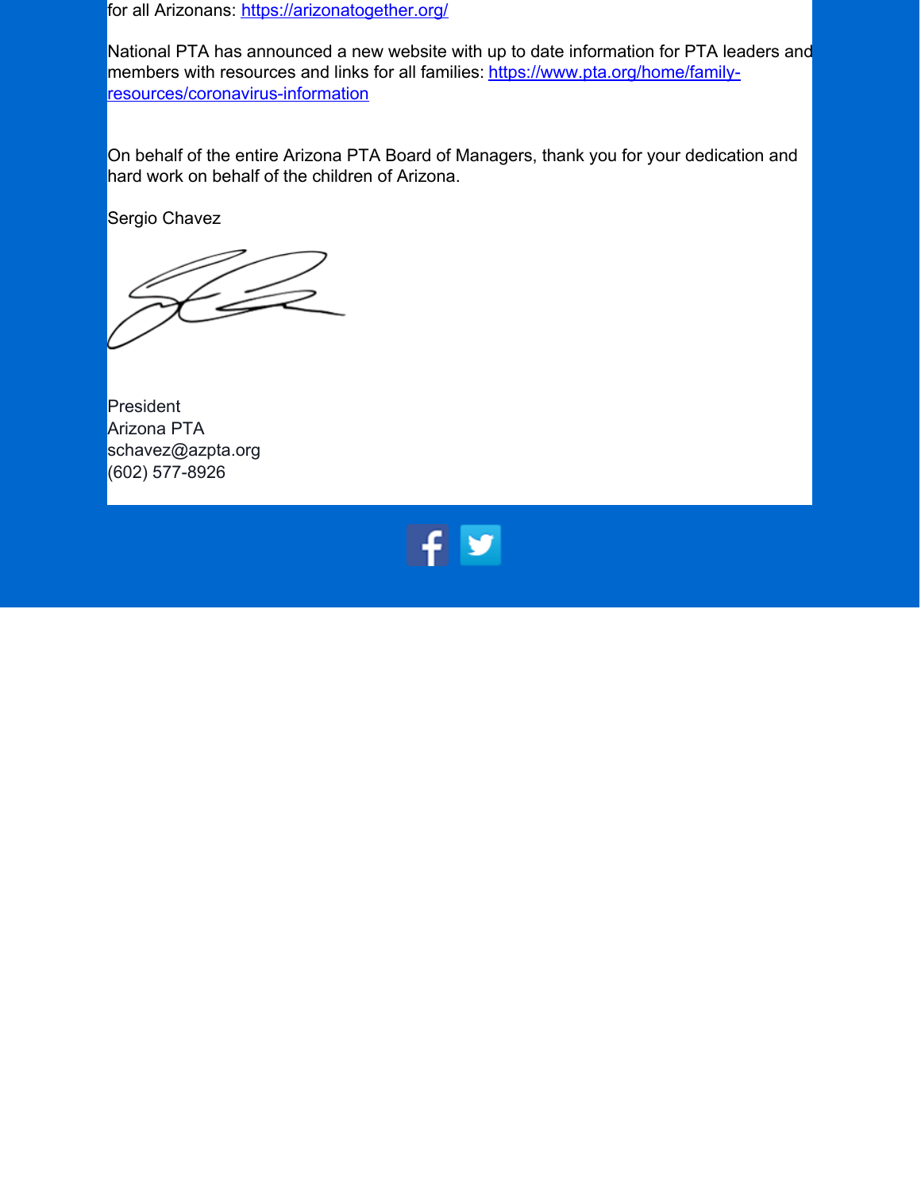for all Arizonans: https://arizonatogether.org/

National PTA has announced a new website with up to date information for PTA leaders and members with resources and links for all families: https://www.pta.org/home/family-resources/coronavirus-information

On behalf of the entire Arizona PTA Board of Managers, thank you for your dedication and hard work on behalf of the children of Arizona.

Sergio Chavez

President
Arizona PTA
schavez@azpta.org
(602) 577-8926